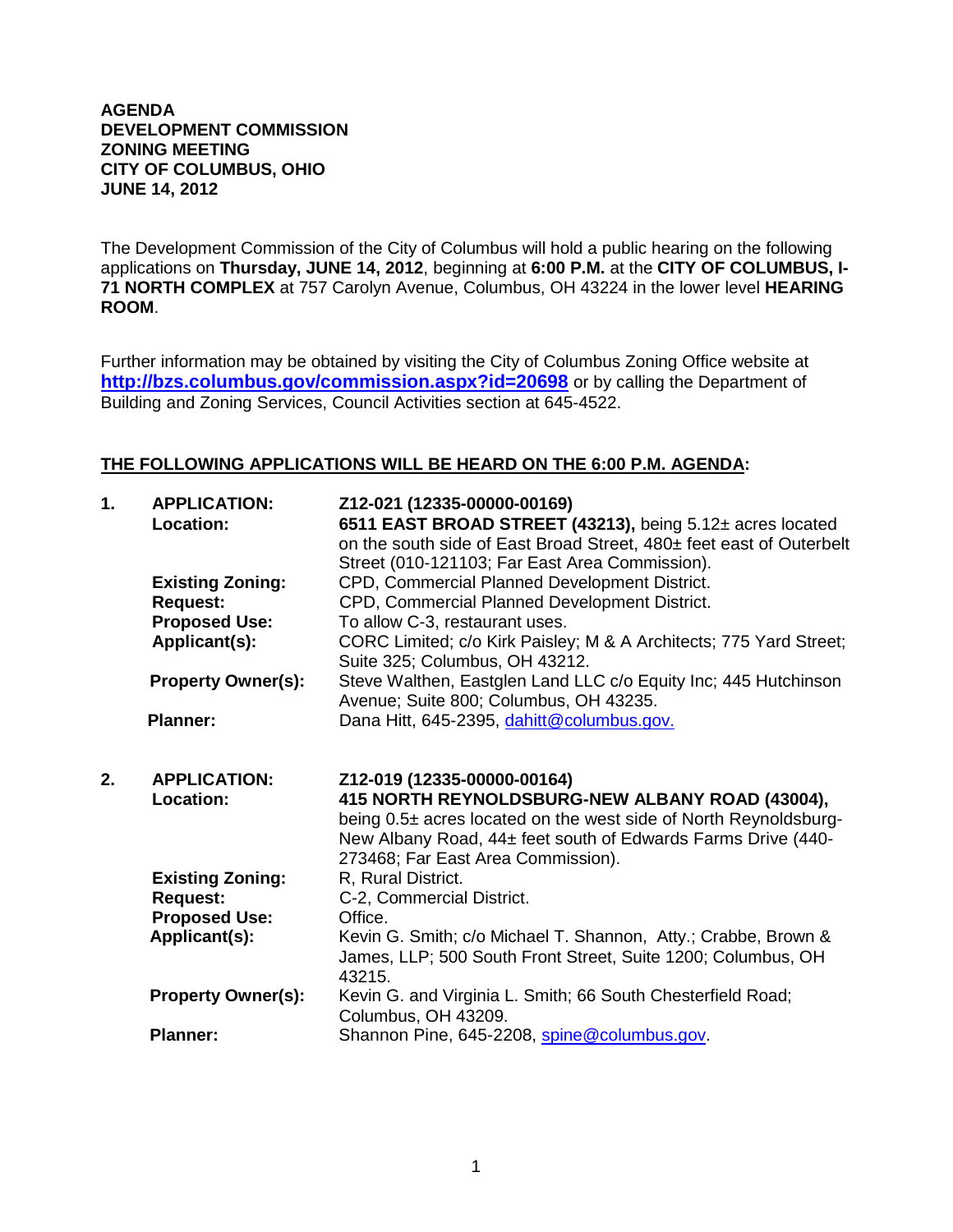**AGENDA**
**DEVELOPMENT COMMISSION**
**ZONING MEETING**
**CITY OF COLUMBUS, OHIO**
**JUNE 14, 2012**

The Development Commission of the City of Columbus will hold a public hearing on the following applications on **Thursday, JUNE 14, 2012**, beginning at **6:00 P.M.** at the **CITY OF COLUMBUS, I-71 NORTH COMPLEX** at 757 Carolyn Avenue, Columbus, OH 43224 in the lower level **HEARING ROOM**.

Further information may be obtained by visiting the City of Columbus Zoning Office website at **http://bzs.columbus.gov/commission.aspx?id=20698** or by calling the Department of Building and Zoning Services, Council Activities section at 645-4522.

**THE FOLLOWING APPLICATIONS WILL BE HEARD ON THE 6:00 P.M. AGENDA:**

**1. APPLICATION:** **Z12-021 (12335-00000-00169)**
**Location:** **6511 EAST BROAD STREET (43213),** being 5.12± acres located on the south side of East Broad Street, 480± feet east of Outerbelt Street (010-121103; Far East Area Commission).
**Existing Zoning:** CPD, Commercial Planned Development District.
**Request:** CPD, Commercial Planned Development District.
**Proposed Use:** To allow C-3, restaurant uses.
**Applicant(s):** CORC Limited; c/o Kirk Paisley; M & A Architects; 775 Yard Street; Suite 325; Columbus, OH 43212.
**Property Owner(s):** Steve Walthen, Eastglen Land LLC c/o Equity Inc; 445 Hutchinson Avenue; Suite 800; Columbus, OH 43235.
**Planner:** Dana Hitt, 645-2395, dahitt@columbus.gov.

**2. APPLICATION:** **Z12-019 (12335-00000-00164)**
**Location:** **415 NORTH REYNOLDSBURG-NEW ALBANY ROAD (43004),** being 0.5± acres located on the west side of North Reynoldsburg-New Albany Road, 44± feet south of Edwards Farms Drive (440-273468; Far East Area Commission).
**Existing Zoning:** R, Rural District.
**Request:** C-2, Commercial District.
**Proposed Use:** Office.
**Applicant(s):** Kevin G. Smith; c/o Michael T. Shannon, Atty.; Crabbe, Brown & James, LLP; 500 South Front Street, Suite 1200; Columbus, OH 43215.
**Property Owner(s):** Kevin G. and Virginia L. Smith; 66 South Chesterfield Road; Columbus, OH 43209.
**Planner:** Shannon Pine, 645-2208, spine@columbus.gov.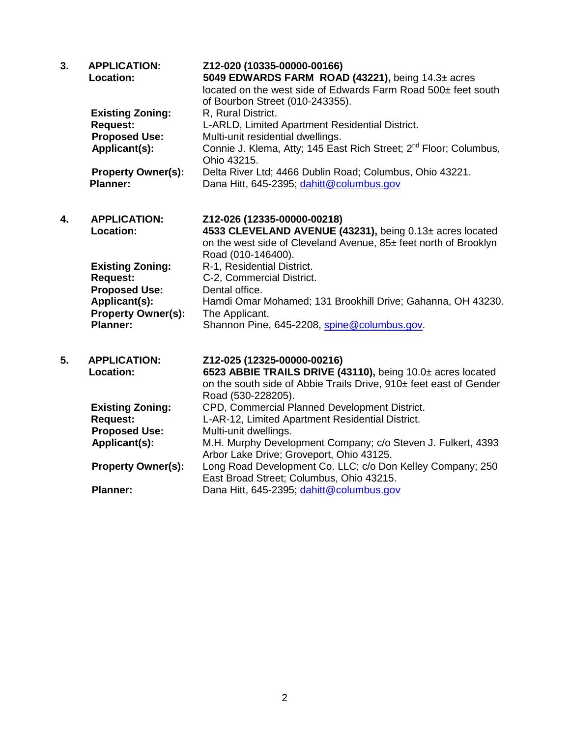3. **APPLICATION:** **Z12-020 (10335-00000-00166)**
   **Location:** **5049 EDWARDS FARM ROAD (43221),** being 14.3± acres located on the west side of Edwards Farm Road 500± feet south of Bourbon Street (010-243355).
   **Existing Zoning:** R, Rural District.
   **Request:** L-ARLD, Limited Apartment Residential District.
   **Proposed Use:** Multi-unit residential dwellings.
   **Applicant(s):** Connie J. Klema, Atty; 145 East Rich Street; 2nd Floor; Columbus, Ohio 43215.
   **Property Owner(s):** Delta River Ltd; 4466 Dublin Road; Columbus, Ohio 43221.
   **Planner:** Dana Hitt, 645-2395; dahitt@columbus.gov

4. **APPLICATION:** **Z12-026 (12335-00000-00218)**
   **Location:** **4533 CLEVELAND AVENUE (43231),** being 0.13± acres located on the west side of Cleveland Avenue, 85± feet north of Brooklyn Road (010-146400).
   **Existing Zoning:** R-1, Residential District.
   **Request:** C-2, Commercial District.
   **Proposed Use:** Dental office.
   **Applicant(s):** Hamdi Omar Mohamed; 131 Brookhill Drive; Gahanna, OH 43230.
   **Property Owner(s):** The Applicant.
   **Planner:** Shannon Pine, 645-2208, spine@columbus.gov.

5. **APPLICATION:** **Z12-025 (12325-00000-00216)**
   **Location:** **6523 ABBIE TRAILS DRIVE (43110),** being 10.0± acres located on the south side of Abbie Trails Drive, 910± feet east of Gender Road (530-228205).
   **Existing Zoning:** CPD, Commercial Planned Development District.
   **Request:** L-AR-12, Limited Apartment Residential District.
   **Proposed Use:** Multi-unit dwellings.
   **Applicant(s):** M.H. Murphy Development Company; c/o Steven J. Fulkert, 4393 Arbor Lake Drive; Groveport, Ohio 43125.
   **Property Owner(s):** Long Road Development Co. LLC; c/o Don Kelley Company; 250 East Broad Street; Columbus, Ohio 43215.
   **Planner:** Dana Hitt, 645-2395; dahitt@columbus.gov